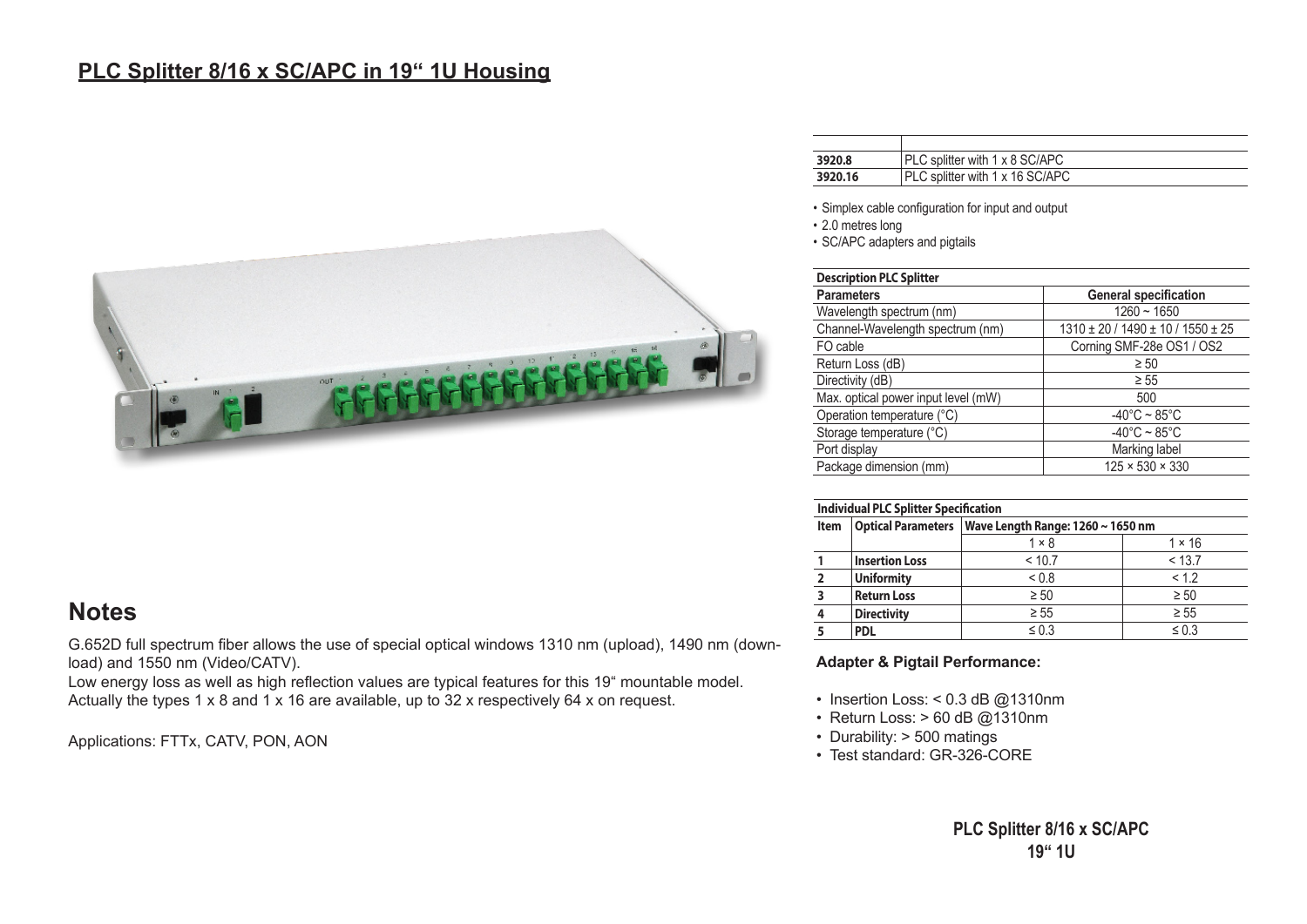## PLC Splitter 8/16 x SC/APC in 19“ 1U Housing

| | |
|---|---|
| **3920.8** | PLC splitter with 1 x 8 SC/APC |
| **3920.16** | PLC splitter with 1 x 16 SC/APC |

- Simplex cable configuration for input and output
- 2.0 metres long
- SC/APC adapters and pigtails

| **Description PLC Splitter** | |
|---|---|
| **Parameters** | **General specification** |
| Wavelength spectrum (nm) | 1260 ~ 1650 |
| Channel-Wavelength spectrum (nm) | 1310 ± 20 / 1490 ± 10 / 1550 ± 25 |
| FO cable | Corning SMF-28e OS1 / OS2 |
| Return Loss (dB) | ≥ 50 |
| Directivity (dB) | ≥ 55 |
| Max. optical power input level (mW) | 500 |
| Operation temperature (°C) | -40°C ~ 85°C |
| Storage temperature (°C) | -40°C ~ 85°C |
| Port display | Marking label |
| Package dimension (mm) | 125 × 530 × 330 |

**Individual PLC Splitter Specification**

| Item | Optical Parameters | Wave Length Range: 1260 ~ 1650 nm | |
|---|---|---|---|
| | | 1 × 8 | 1 × 16 |
| 1 | **Insertion Loss** | < 10.7 | < 13.7 |
| 2 | **Uniformity** | < 0.8 | < 1.2 |
| 3 | **Return Loss** | ≥ 50 | ≥ 50 |
| 4 | **Directivity** | ≥ 55 | ≥ 55 |
| 5 | **PDL** | ≤ 0.3 | ≤ 0.3 |

**Adapter & Pigtail Performance:**

- Insertion Loss: < 0.3 dB @1310nm
- Return Loss: > 60 dB @1310nm
- Durability: > 500 matings
- Test standard: GR-326-CORE

## Notes

G.652D full spectrum fiber allows the use of special optical windows 1310 nm (upload), 1490 nm (download) and 1550 nm (Video/CATV).
Low energy loss as well as high reflection values are typical features for this 19“ mountable model.
Actually the types 1 x 8 and 1 x 16 are available, up to 32 x respectively 64 x on request.

Applications: FTTx, CATV, PON, AON

**PLC Splitter 8/16 x SC/APC 19“ 1U**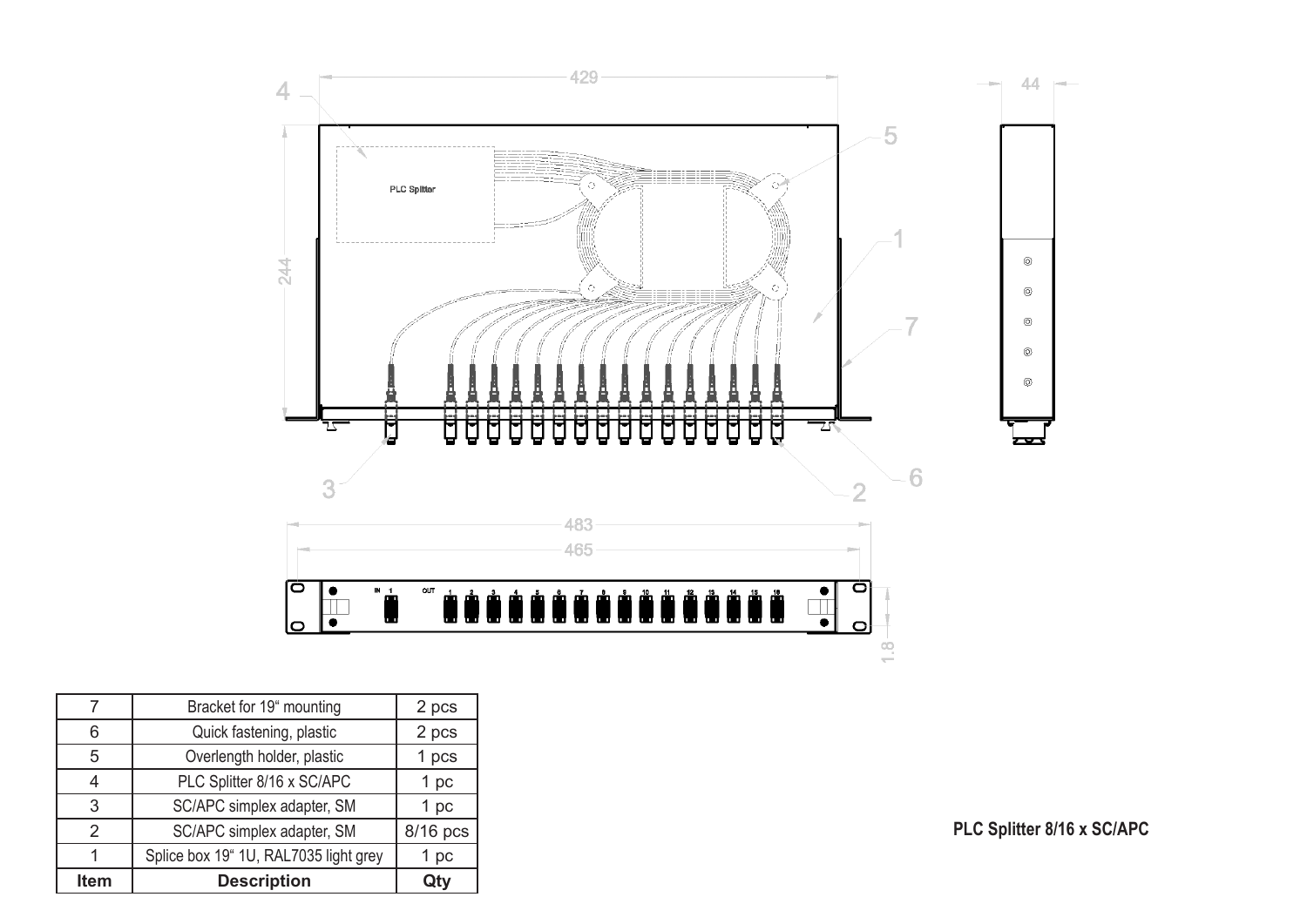| Item | Description | Qty |
|---|---|---|
| 7 | Bracket for 19“ mounting | 2 pcs |
| 6 | Quick fastening, plastic | 2 pcs |
| 5 | Overlength holder, plastic | 1 pcs |
| 4 | PLC Splitter 8/16 x SC/APC | 1 pc |
| 3 | SC/APC simplex adapter, SM | 1 pc |
| 2 | SC/APC simplex adapter, SM | 8/16 pcs |
| 1 | Splice box 19“ 1U, RAL7035 light grey | 1 pc |

**PLC Splitter 8/16 x SC/APC**